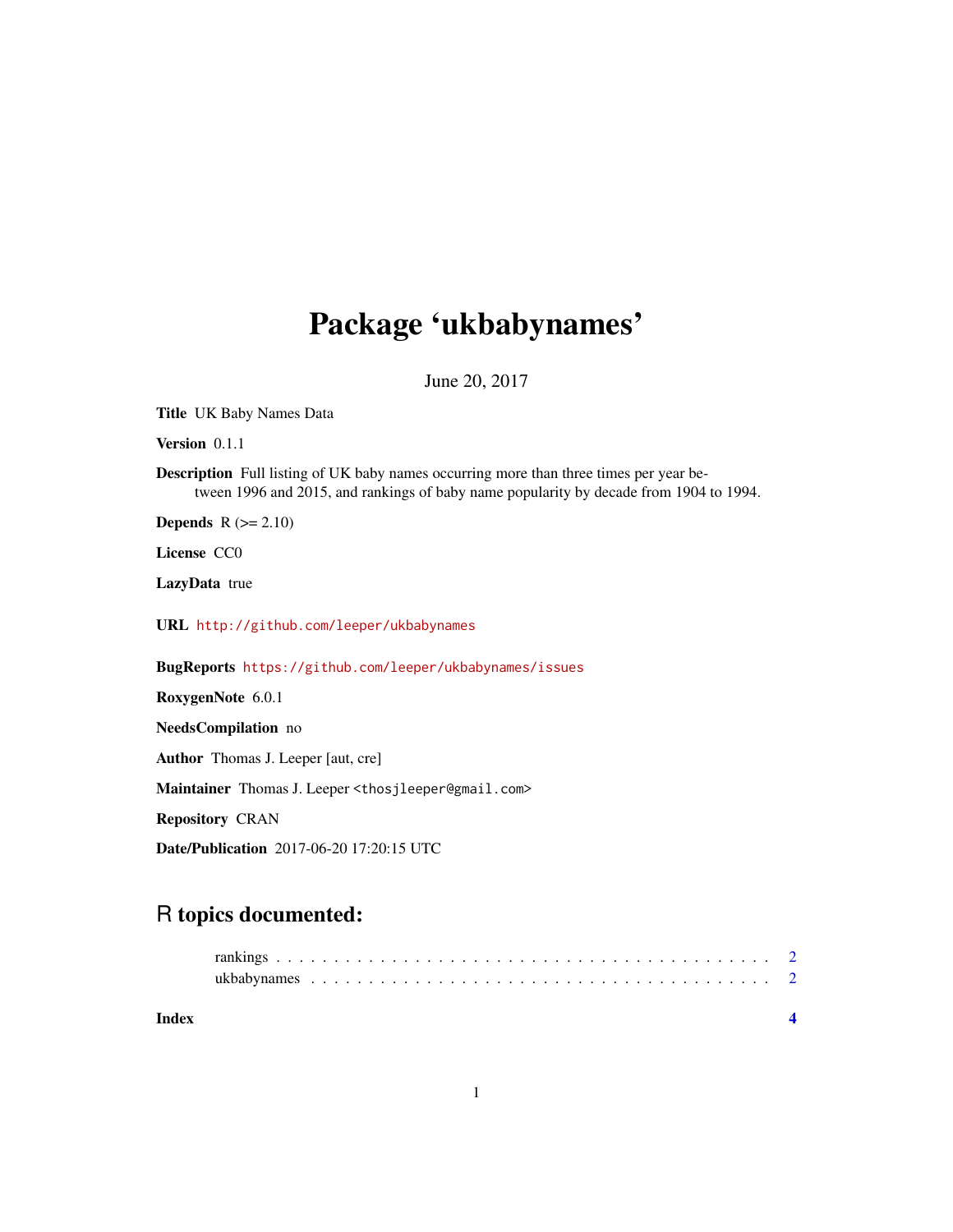# Package 'ukbabynames'

June 20, 2017

**Title** UK Baby Names Data

**Version** 0.1.1

**Description** Full listing of UK baby names occurring more than three times per year between 1996 and 2015, and rankings of baby name popularity by decade from 1904 to 1994.

**Depends** R (>= 2.10)

**License** CC0

**LazyData** true

**URL** http://github.com/leeper/ukbabynames

**BugReports** https://github.com/leeper/ukbabynames/issues

**RoxygenNote** 6.0.1

**NeedsCompilation** no

**Author** Thomas J. Leeper [aut, cre]

**Maintainer** Thomas J. Leeper <thosjleeper@gmail.com>

**Repository** CRAN

**Date/Publication** 2017-06-20 17:20:15 UTC

## R topics documented:

rankings . . . . . . . . . . . . . . . . . . . . . . . . . . . . . . . . . . . . . . . . . 2
ukbabynames . . . . . . . . . . . . . . . . . . . . . . . . . . . . . . . . . . . . . . 2

**Index** **4**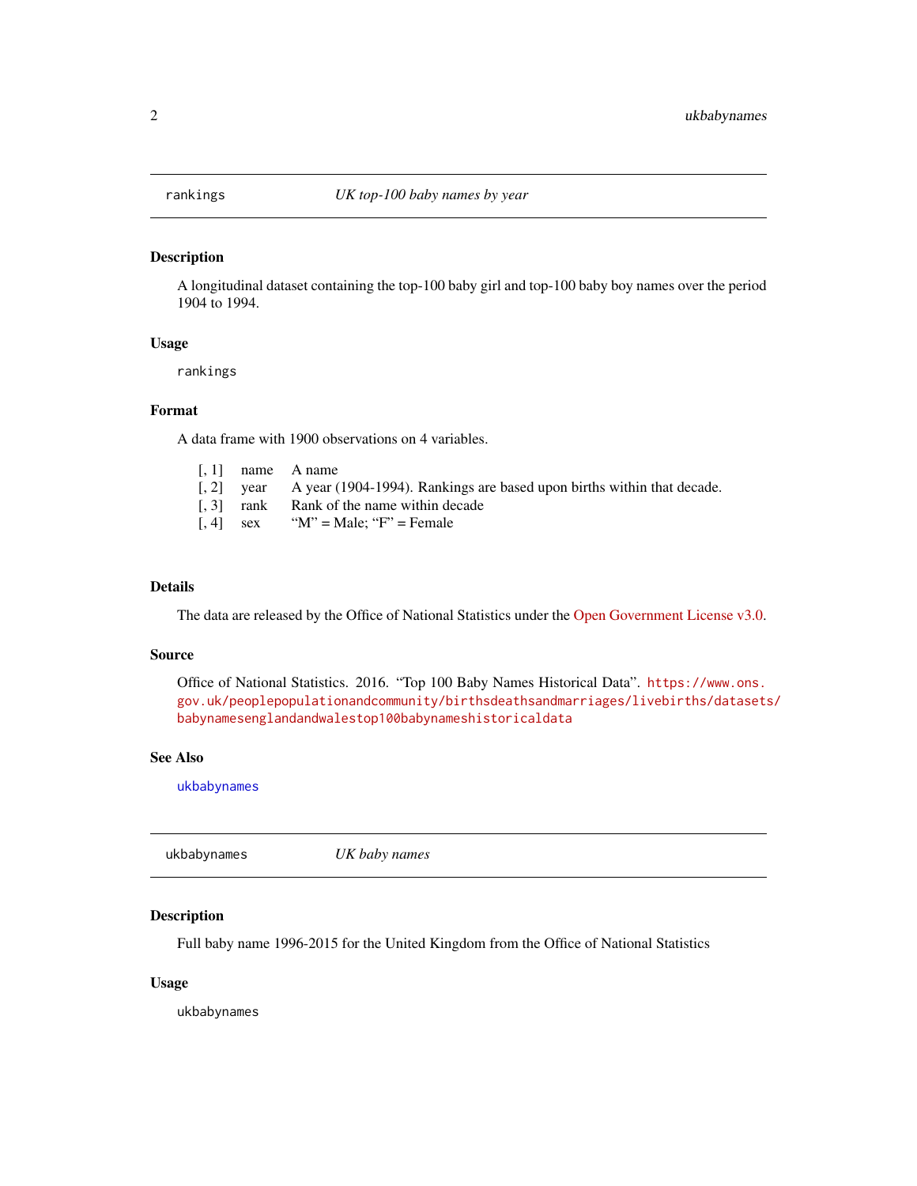## rankings — *UK top-100 baby names by year*

### Description

A longitudinal dataset containing the top-100 baby girl and top-100 baby boy names over the period 1904 to 1994.

### Usage

```
rankings
```

### Format

A data frame with 1900 observations on 4 variables.

| | | |
|---|---|---|
| [, 1] | name | A name |
| [, 2] | year | A year (1904-1994). Rankings are based upon births within that decade. |
| [, 3] | rank | Rank of the name within decade |
| [, 4] | sex | "M" = Male; "F" = Female |

### Details

The data are released by the Office of National Statistics under the Open Government License v3.0.

### Source

Office of National Statistics. 2016. "Top 100 Baby Names Historical Data". https://www.ons.gov.uk/peoplepopulationandcommunity/birthsdeathsandmarriages/livebirths/datasets/babynamesenglandandwalestop100babynameshistoricaldata

### See Also

ukbabynames

## ukbabynames — *UK baby names*

### Description

Full baby name 1996-2015 for the United Kingdom from the Office of National Statistics

### Usage

```
ukbabynames
```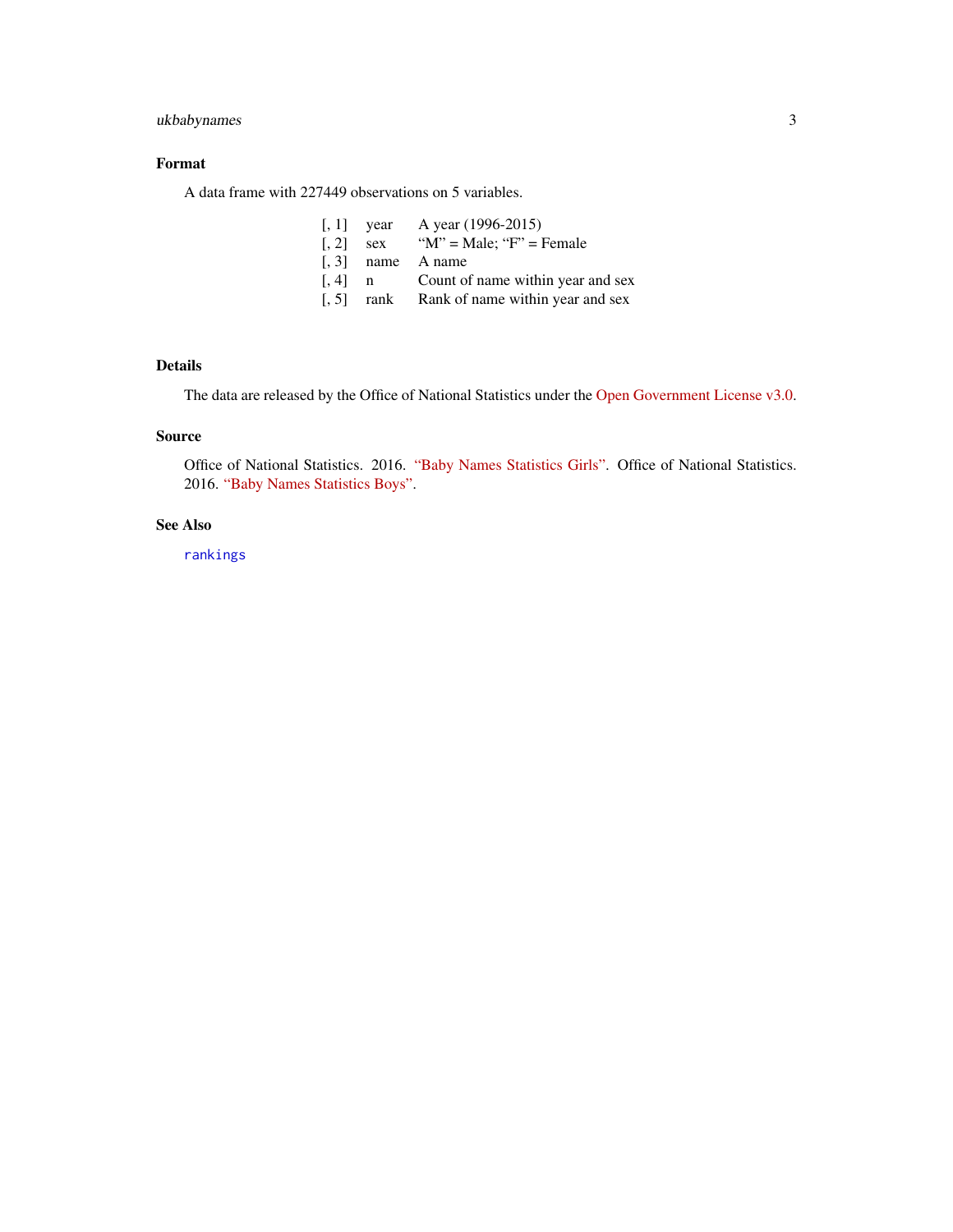## Format

A data frame with 227449 observations on 5 variables.

| | | |
|---|---|---|
| [, 1] | year | A year (1996-2015) |
| [, 2] | sex | "M" = Male; "F" = Female |
| [, 3] | name | A name |
| [, 4] | n | Count of name within year and sex |
| [, 5] | rank | Rank of name within year and sex |

## Details

The data are released by the Office of National Statistics under the Open Government License v3.0.

## Source

Office of National Statistics. 2016. "Baby Names Statistics Girls". Office of National Statistics. 2016. "Baby Names Statistics Boys".

## See Also

`rankings`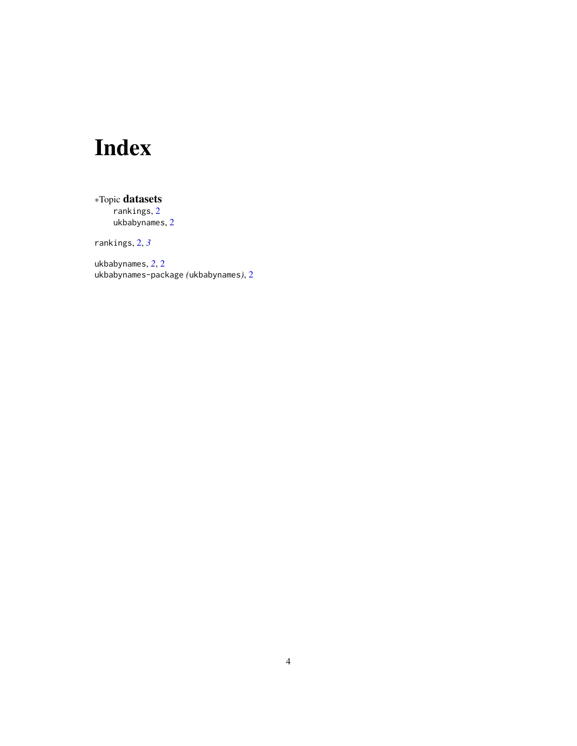# Index

*Topic **datasets**
  rankings, 2
  ukbabynames, 2

rankings, 2, *3*

ukbabynames, *2*, 2
ukbabynames-package *(*ukbabynames*)*, 2